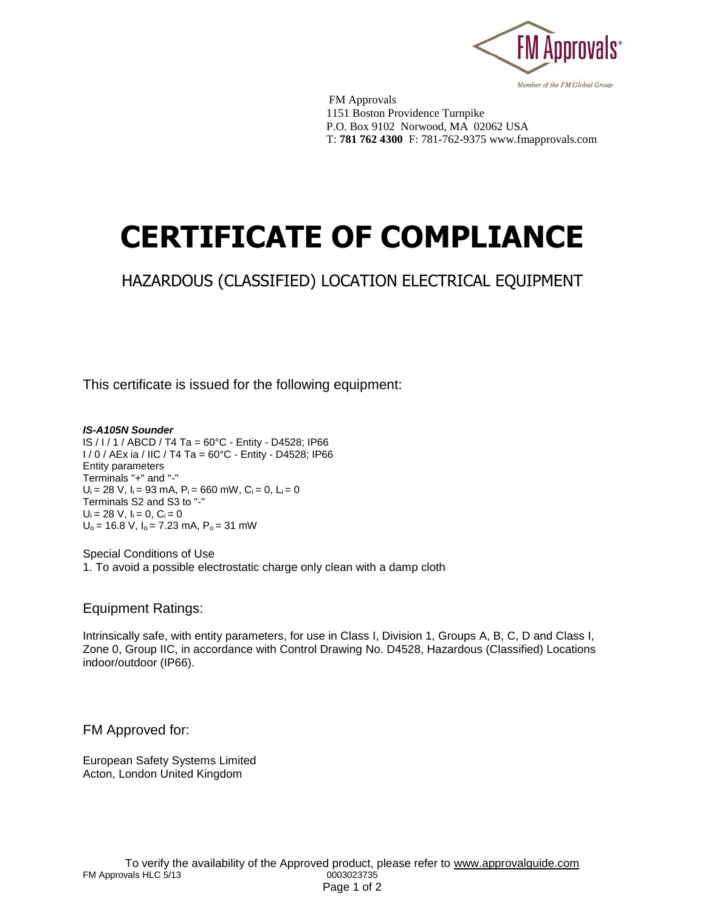FM Approvals
1151 Boston Providence Turnpike
P.O. Box 9102 Norwood, MA 02062 USA
T: **781 762 4300** F: 781-762-9375 www.fmapprovals.com

# CERTIFICATE OF COMPLIANCE

## HAZARDOUS (CLASSIFIED) LOCATION ELECTRICAL EQUIPMENT

This certificate is issued for the following equipment:

***IS-A105N Sounder***
IS / I / 1 / ABCD / T4 Ta = 60°C - Entity - D4528; IP66
I / 0 / AEx ia / IIC / T4 Ta = 60°C - Entity - D4528; IP66
Entity parameters
Terminals "+" and "-"
$U_i$ = 28 V, $I_i$ = 93 mA, $P_i$ = 660 mW, $C_i$ = 0, $L_i$ = 0
Terminals S2 and S3 to "-"
$U_i$ = 28 V, $I_i$ = 0, $C_i$ = 0
$U_o$ = 16.8 V, $I_o$ = 7.23 mA, $P_o$ = 31 mW

Special Conditions of Use
1. To avoid a possible electrostatic charge only clean with a damp cloth

### Equipment Ratings:

Intrinsically safe, with entity parameters, for use in Class I, Division 1, Groups A, B, C, D and Class I, Zone 0, Group IIC, in accordance with Control Drawing No. D4528, Hazardous (Classified) Locations indoor/outdoor (IP66).

### FM Approved for:

European Safety Systems Limited
Acton, London United Kingdom

To verify the availability of the Approved product, please refer to www.approvalguide.com
FM Approvals HLC 5/13 0003023735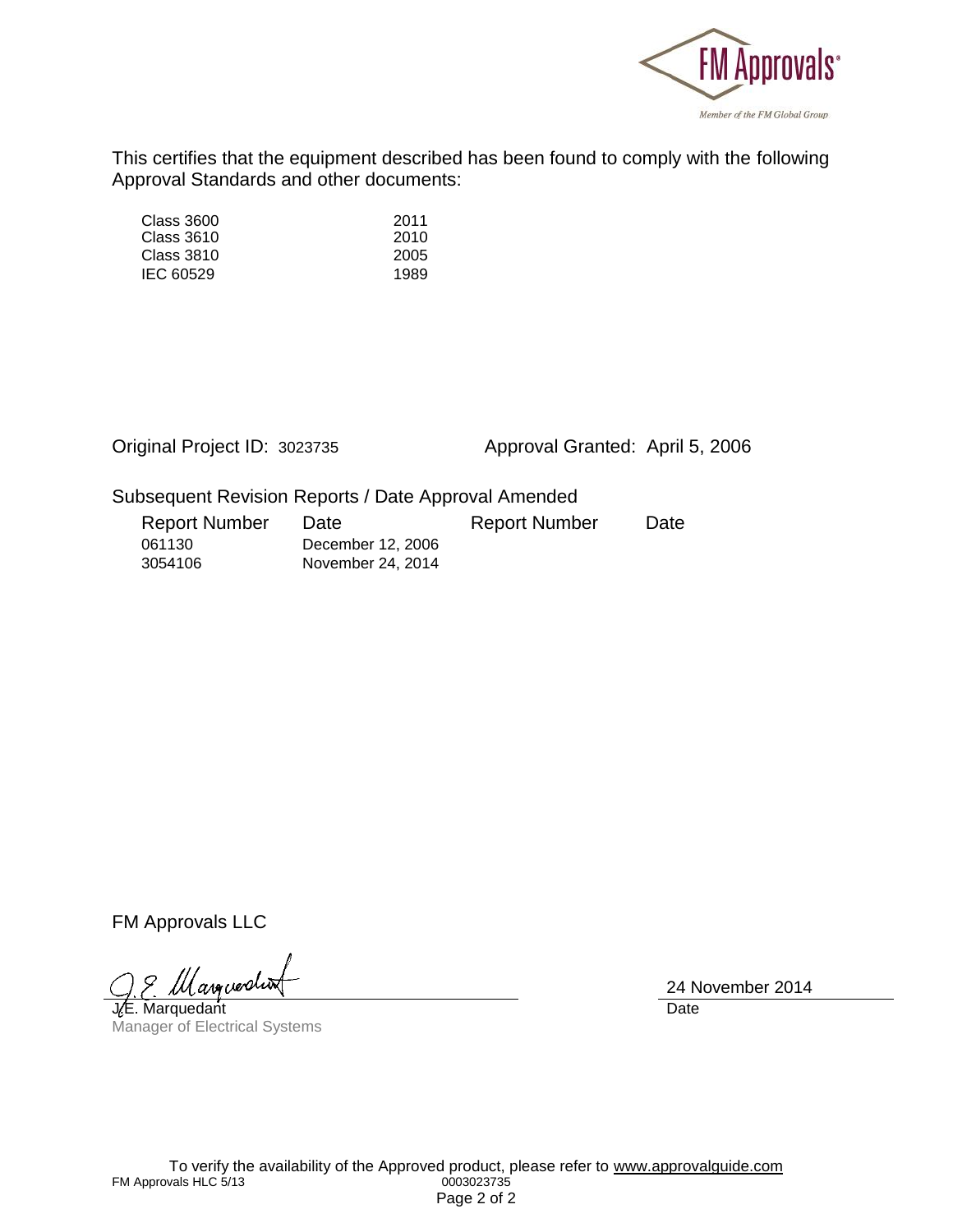This certifies that the equipment described has been found to comply with the following Approval Standards and other documents:

| | |
|---|---|
| Class 3600 | 2011 |
| Class 3610 | 2010 |
| Class 3810 | 2005 |
| IEC 60529 | 1989 |

Original Project ID: 3023735 Approval Granted: April 5, 2006

Subsequent Revision Reports / Date Approval Amended

| Report Number | Date | Report Number | Date |
|---|---|---|---|
| 061130 | December 12, 2006 | | |
| 3054106 | November 24, 2014 | | |

FM Approvals LLC

J.E. Marquedant
Manager of Electrical Systems

24 November 2014
Date

To verify the availability of the Approved product, please refer to www.approvalguide.com

FM Approvals HLC 5/13 0003023735